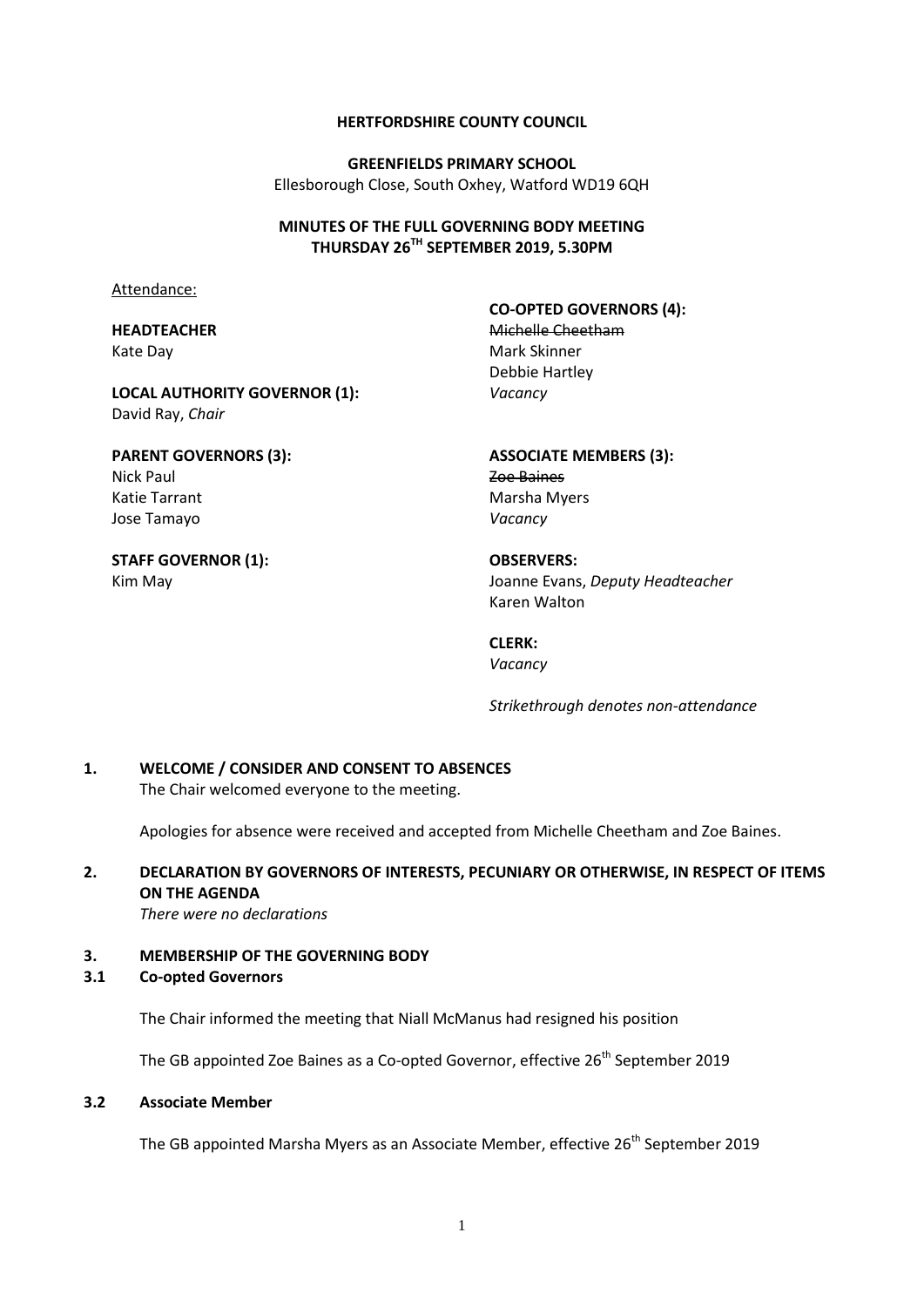**HERTFORDSHIRE COUNTY COUNCIL**

**GREENFIELDS PRIMARY SCHOOL**
Ellesborough Close, South Oxhey, Watford WD19 6QH

**MINUTES OF THE FULL GOVERNING BODY MEETING**
**THURSDAY 26TH SEPTEMBER 2019, 5.30PM**

Attendance:

**HEADTEACHER**
Kate Day

**LOCAL AUTHORITY GOVERNOR (1):**
David Ray, *Chair*

**PARENT GOVERNORS (3):**
Nick Paul
Katie Tarrant
Jose Tamayo

**STAFF GOVERNOR (1):**
Kim May

**CO-OPTED GOVERNORS (4):**
~~Michelle Cheetham~~
Mark Skinner
Debbie Hartley
*Vacancy*

**ASSOCIATE MEMBERS (3):**
~~Zoe Baines~~
Marsha Myers
*Vacancy*

**OBSERVERS:**
Joanne Evans, *Deputy Headteacher*
Karen Walton

**CLERK:**
*Vacancy*

*Strikethrough denotes non-attendance*

## 1. WELCOME / CONSIDER AND CONSENT TO ABSENCES

The Chair welcomed everyone to the meeting.

Apologies for absence were received and accepted from Michelle Cheetham and Zoe Baines.

## 2. DECLARATION BY GOVERNORS OF INTERESTS, PECUNIARY OR OTHERWISE, IN RESPECT OF ITEMS ON THE AGENDA

*There were no declarations*

## 3. MEMBERSHIP OF THE GOVERNING BODY

### 3.1 Co-opted Governors

The Chair informed the meeting that Niall McManus had resigned his position

The GB appointed Zoe Baines as a Co-opted Governor, effective 26th September 2019

### 3.2 Associate Member

The GB appointed Marsha Myers as an Associate Member, effective 26th September 2019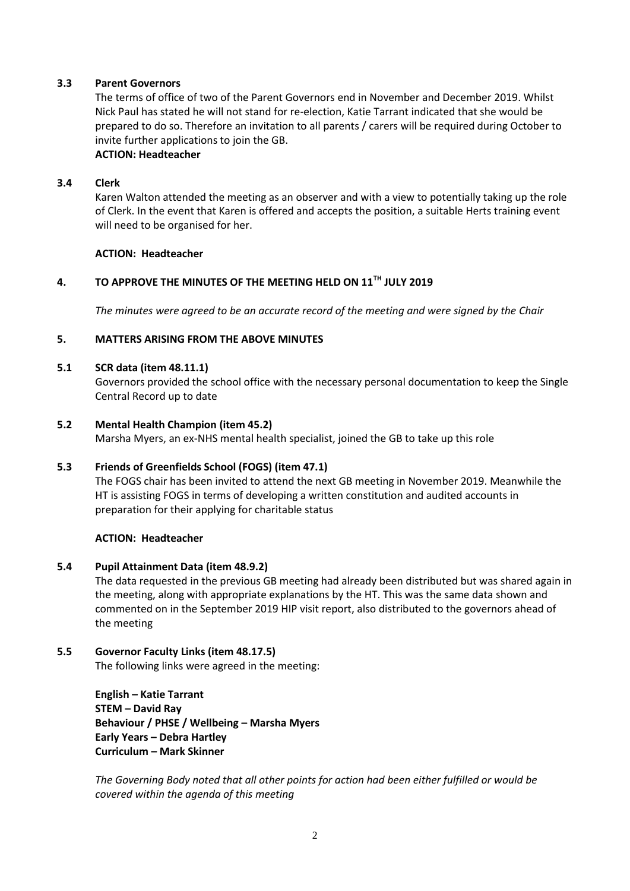### 3.3 Parent Governors

The terms of office of two of the Parent Governors end in November and December 2019. Whilst Nick Paul has stated he will not stand for re-election, Katie Tarrant indicated that she would be prepared to do so. Therefore an invitation to all parents / carers will be required during October to invite further applications to join the GB.

**ACTION: Headteacher**

### 3.4 Clerk

Karen Walton attended the meeting as an observer and with a view to potentially taking up the role of Clerk. In the event that Karen is offered and accepts the position, a suitable Herts training event will need to be organised for her.

**ACTION: Headteacher**

## 4. TO APPROVE THE MINUTES OF THE MEETING HELD ON 11TH JULY 2019

*The minutes were agreed to be an accurate record of the meeting and were signed by the Chair*

## 5. MATTERS ARISING FROM THE ABOVE MINUTES

### 5.1 SCR data (item 48.11.1)

Governors provided the school office with the necessary personal documentation to keep the Single Central Record up to date

### 5.2 Mental Health Champion (item 45.2)

Marsha Myers, an ex-NHS mental health specialist, joined the GB to take up this role

### 5.3 Friends of Greenfields School (FOGS) (item 47.1)

The FOGS chair has been invited to attend the next GB meeting in November 2019. Meanwhile the HT is assisting FOGS in terms of developing a written constitution and audited accounts in preparation for their applying for charitable status

**ACTION: Headteacher**

### 5.4 Pupil Attainment Data (item 48.9.2)

The data requested in the previous GB meeting had already been distributed but was shared again in the meeting, along with appropriate explanations by the HT. This was the same data shown and commented on in the September 2019 HIP visit report, also distributed to the governors ahead of the meeting

### 5.5 Governor Faculty Links (item 48.17.5)

The following links were agreed in the meeting:

**English – Katie Tarrant**
**STEM – David Ray**
**Behaviour / PHSE / Wellbeing – Marsha Myers**
**Early Years – Debra Hartley**
**Curriculum – Mark Skinner**

*The Governing Body noted that all other points for action had been either fulfilled or would be covered within the agenda of this meeting*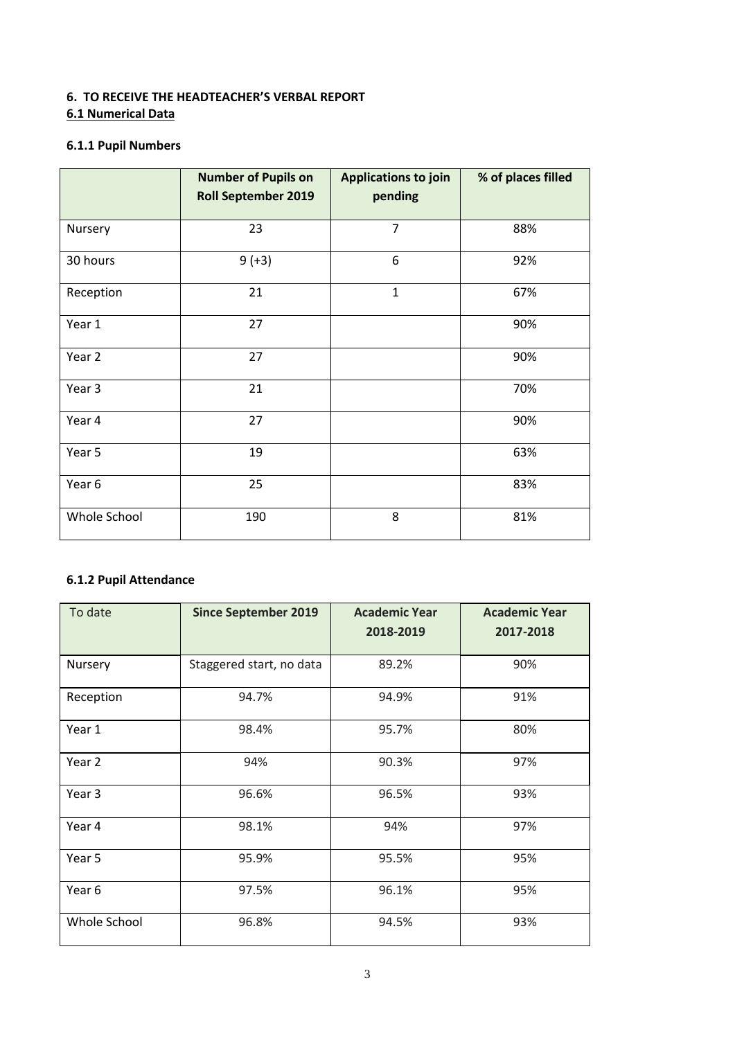### 6. TO RECEIVE THE HEADTEACHER'S VERBAL REPORT

#### 6.1 Numerical Data

##### 6.1.1 Pupil Numbers

| | Number of Pupils on Roll September 2019 | Applications to join pending | % of places filled |
|---|---|---|---|
| Nursery | 23 | 7 | 88% |
| 30 hours | 9 (+3) | 6 | 92% |
| Reception | 21 | 1 | 67% |
| Year 1 | 27 | | 90% |
| Year 2 | 27 | | 90% |
| Year 3 | 21 | | 70% |
| Year 4 | 27 | | 90% |
| Year 5 | 19 | | 63% |
| Year 6 | 25 | | 83% |
| Whole School | 190 | 8 | 81% |

##### 6.1.2 Pupil Attendance

| To date | Since September 2019 | Academic Year 2018-2019 | Academic Year 2017-2018 |
|---|---|---|---|
| Nursery | Staggered start, no data | 89.2% | 90% |
| Reception | 94.7% | 94.9% | 91% |
| Year 1 | 98.4% | 95.7% | 80% |
| Year 2 | 94% | 90.3% | 97% |
| Year 3 | 96.6% | 96.5% | 93% |
| Year 4 | 98.1% | 94% | 97% |
| Year 5 | 95.9% | 95.5% | 95% |
| Year 6 | 97.5% | 96.1% | 95% |
| Whole School | 96.8% | 94.5% | 93% |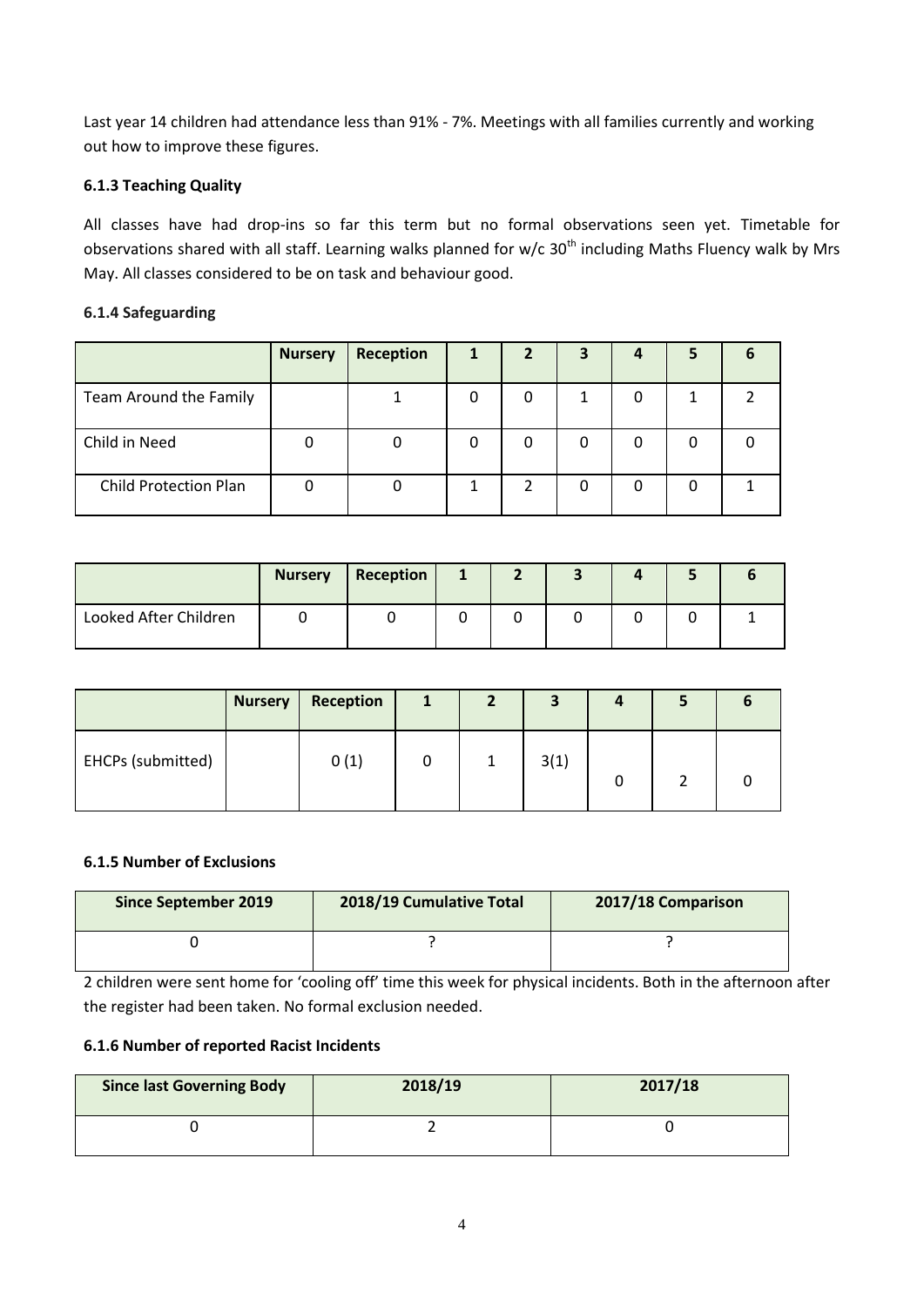Last year 14 children had attendance less than 91% - 7%. Meetings with all families currently and working out how to improve these figures.

### 6.1.3 Teaching Quality

All classes have had drop-ins so far this term but no formal observations seen yet. Timetable for observations shared with all staff. Learning walks planned for w/c 30th including Maths Fluency walk by Mrs May. All classes considered to be on task and behaviour good.

### 6.1.4 Safeguarding

| | Nursery | Reception | 1 | 2 | 3 | 4 | 5 | 6 |
|---|---|---|---|---|---|---|---|---|
| Team Around the Family | | 1 | 0 | 0 | 1 | 0 | 1 | 2 |
| Child in Need | 0 | 0 | 0 | 0 | 0 | 0 | 0 | 0 |
| Child Protection Plan | 0 | 0 | 1 | 2 | 0 | 0 | 0 | 1 |

| | Nursery | Reception | 1 | 2 | 3 | 4 | 5 | 6 |
|---|---|---|---|---|---|---|---|---|
| Looked After Children | 0 | 0 | 0 | 0 | 0 | 0 | 0 | 1 |

| | Nursery | Reception | 1 | 2 | 3 | 4 | 5 | 6 |
|---|---|---|---|---|---|---|---|---|
| EHCPs (submitted) | | 0 (1) | 0 | 1 | 3(1) | 0 | 2 | 0 |

### 6.1.5 Number of Exclusions

| Since September 2019 | 2018/19 Cumulative Total | 2017/18 Comparison |
|---|---|---|
| 0 | ? | ? |

2 children were sent home for 'cooling off' time this week for physical incidents. Both in the afternoon after the register had been taken. No formal exclusion needed.

### 6.1.6 Number of reported Racist Incidents

| Since last Governing Body | 2018/19 | 2017/18 |
|---|---|---|
| 0 | 2 | 0 |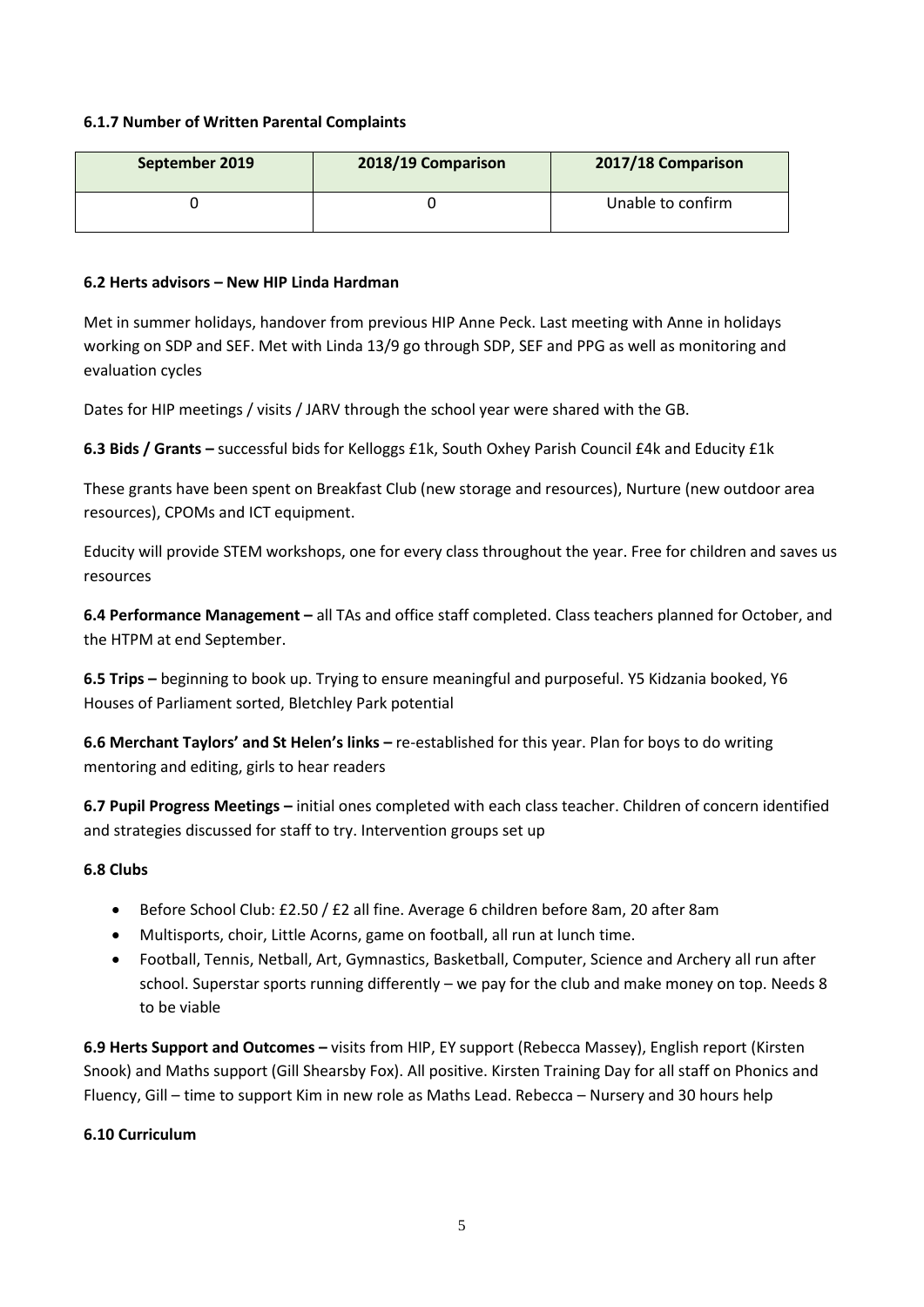**6.1.7 Number of Written Parental Complaints**

| September 2019 | 2018/19 Comparison | 2017/18 Comparison |
|---|---|---|
| 0 | 0 | Unable to confirm |

**6.2 Herts advisors – New HIP Linda Hardman**

Met in summer holidays, handover from previous HIP Anne Peck. Last meeting with Anne in holidays working on SDP and SEF. Met with Linda 13/9 go through SDP, SEF and PPG as well as monitoring and evaluation cycles

Dates for HIP meetings / visits / JARV through the school year were shared with the GB.

**6.3 Bids / Grants –** successful bids for Kelloggs £1k, South Oxhey Parish Council £4k and Educity £1k

These grants have been spent on Breakfast Club (new storage and resources), Nurture (new outdoor area resources), CPOMs and ICT equipment.

Educity will provide STEM workshops, one for every class throughout the year. Free for children and saves us resources

**6.4 Performance Management –** all TAs and office staff completed. Class teachers planned for October, and the HTPM at end September.

**6.5 Trips –** beginning to book up. Trying to ensure meaningful and purposeful. Y5 Kidzania booked, Y6 Houses of Parliament sorted, Bletchley Park potential

**6.6 Merchant Taylors' and St Helen's links –** re-established for this year. Plan for boys to do writing mentoring and editing, girls to hear readers

**6.7 Pupil Progress Meetings –** initial ones completed with each class teacher. Children of concern identified and strategies discussed for staff to try. Intervention groups set up

**6.8 Clubs**

- Before School Club: £2.50 / £2 all fine. Average 6 children before 8am, 20 after 8am
- Multisports, choir, Little Acorns, game on football, all run at lunch time.
- Football, Tennis, Netball, Art, Gymnastics, Basketball, Computer, Science and Archery all run after school. Superstar sports running differently – we pay for the club and make money on top. Needs 8 to be viable

**6.9 Herts Support and Outcomes –** visits from HIP, EY support (Rebecca Massey), English report (Kirsten Snook) and Maths support (Gill Shearsby Fox). All positive. Kirsten Training Day for all staff on Phonics and Fluency, Gill – time to support Kim in new role as Maths Lead. Rebecca – Nursery and 30 hours help

**6.10 Curriculum**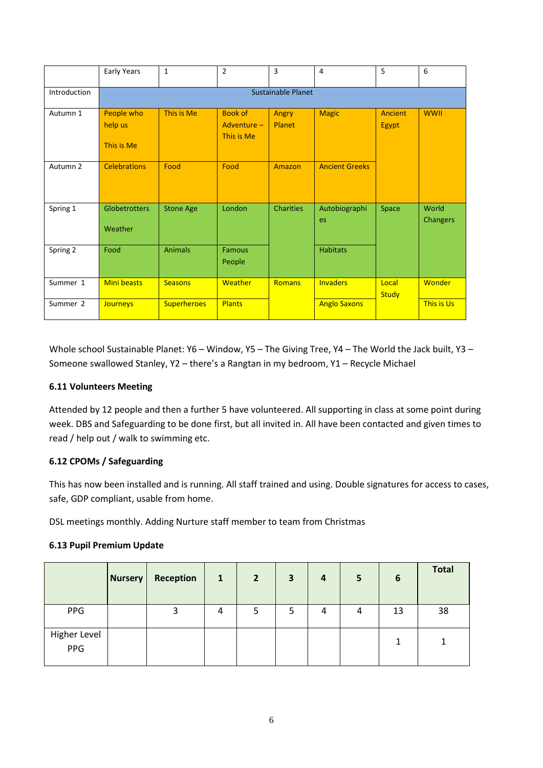| | Early Years | 1 | 2 | 3 | 4 | 5 | 6 |
|---|---|---|---|---|---|---|---|
| Introduction | Sustainable Planet | | | | | | |
| Autumn 1 | People who help us<br><br>This is Me | This is Me | Book of Adventure – This is Me | Angry Planet | Magic | Ancient Egypt | WWII |
| Autumn 2 | Celebrations | Food | Food | Amazon | Ancient Greeks | | |
| Spring 1 | Globetrotters<br><br>Weather | Stone Age | London | Charities | Autobiographies | Space | World Changers |
| Spring 2 | Food | Animals | Famous People | | Habitats | | |
| Summer 1 | Mini beasts | Seasons | Weather | Romans | Invaders | Local Study | Wonder |
| Summer 2 | Journeys | Superheroes | Plants | | Anglo Saxons | | This is Us |

Whole school Sustainable Planet: Y6 – Window, Y5 – The Giving Tree, Y4 – The World the Jack built, Y3 – Someone swallowed Stanley, Y2 – there's a Rangtan in my bedroom, Y1 – Recycle Michael

**6.11 Volunteers Meeting**

Attended by 12 people and then a further 5 have volunteered. All supporting in class at some point during week. DBS and Safeguarding to be done first, but all invited in. All have been contacted and given times to read / help out / walk to swimming etc.

**6.12 CPOMs / Safeguarding**

This has now been installed and is running. All staff trained and using. Double signatures for access to cases, safe, GDP compliant, usable from home.

DSL meetings monthly. Adding Nurture staff member to team from Christmas

**6.13 Pupil Premium Update**

| | Nursery | Reception | 1 | 2 | 3 | 4 | 5 | 6 | Total |
|---|---|---|---|---|---|---|---|---|---|
| PPG | | 3 | 4 | 5 | 5 | 4 | 4 | 13 | 38 |
| Higher Level PPG | | | | | | | | 1 | 1 |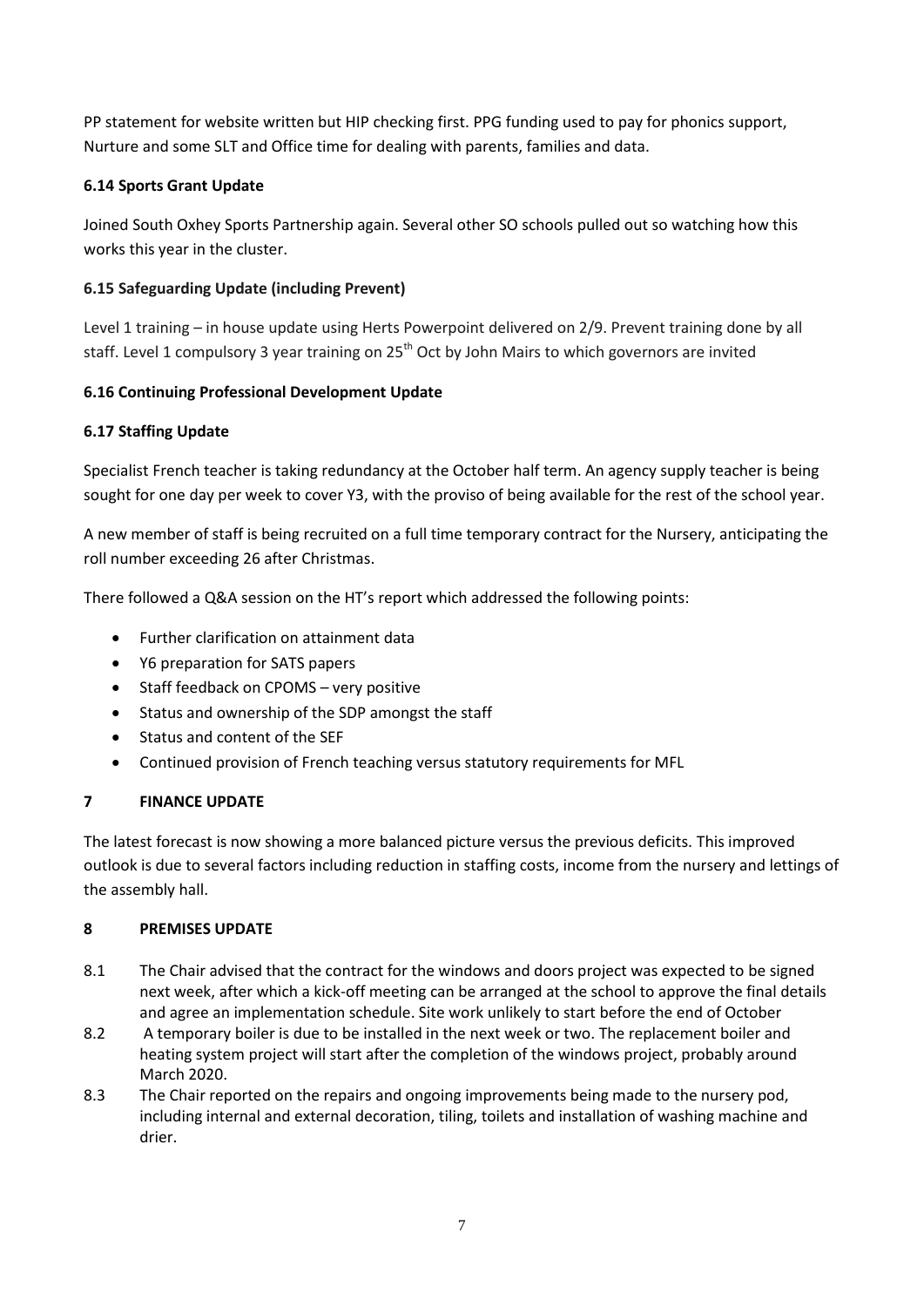PP statement for website written but HIP checking first. PPG funding used to pay for phonics support, Nurture and some SLT and Office time for dealing with parents, families and data.

**6.14 Sports Grant Update**

Joined South Oxhey Sports Partnership again. Several other SO schools pulled out so watching how this works this year in the cluster.

**6.15 Safeguarding Update (including Prevent)**

Level 1 training – in house update using Herts Powerpoint delivered on 2/9. Prevent training done by all staff. Level 1 compulsory 3 year training on 25th Oct by John Mairs to which governors are invited

**6.16 Continuing Professional Development Update**

**6.17 Staffing Update**

Specialist French teacher is taking redundancy at the October half term. An agency supply teacher is being sought for one day per week to cover Y3, with the proviso of being available for the rest of the school year.

A new member of staff is being recruited on a full time temporary contract for the Nursery, anticipating the roll number exceeding 26 after Christmas.

There followed a Q&A session on the HT's report which addressed the following points:

- Further clarification on attainment data
- Y6 preparation for SATS papers
- Staff feedback on CPOMS – very positive
- Status and ownership of the SDP amongst the staff
- Status and content of the SEF
- Continued provision of French teaching versus statutory requirements for MFL

**7 FINANCE UPDATE**

The latest forecast is now showing a more balanced picture versus the previous deficits. This improved outlook is due to several factors including reduction in staffing costs, income from the nursery and lettings of the assembly hall.

**8 PREMISES UPDATE**

8.1 The Chair advised that the contract for the windows and doors project was expected to be signed next week, after which a kick-off meeting can be arranged at the school to approve the final details and agree an implementation schedule. Site work unlikely to start before the end of October

8.2 A temporary boiler is due to be installed in the next week or two. The replacement boiler and heating system project will start after the completion of the windows project, probably around March 2020.

8.3 The Chair reported on the repairs and ongoing improvements being made to the nursery pod, including internal and external decoration, tiling, toilets and installation of washing machine and drier.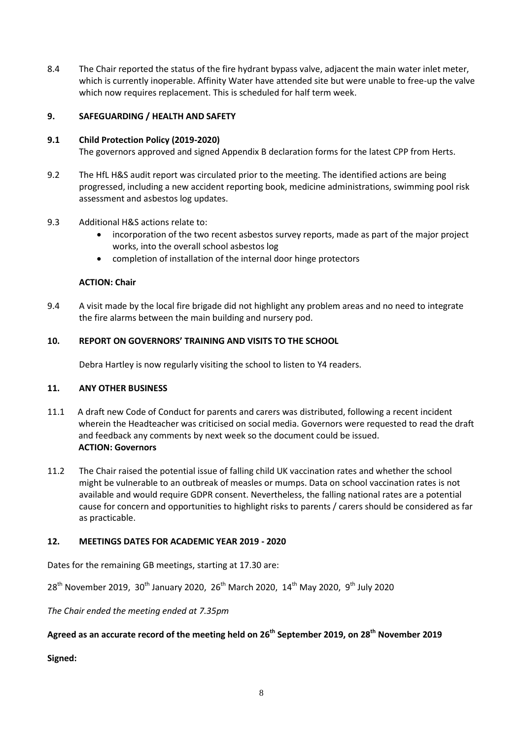8.4 The Chair reported the status of the fire hydrant bypass valve, adjacent the main water inlet meter, which is currently inoperable. Affinity Water have attended site but were unable to free-up the valve which now requires replacement. This is scheduled for half term week.

## 9. SAFEGUARDING / HEALTH AND SAFETY

### 9.1 Child Protection Policy (2019-2020)

The governors approved and signed Appendix B declaration forms for the latest CPP from Herts.

9.2 The HfL H&S audit report was circulated prior to the meeting. The identified actions are being progressed, including a new accident reporting book, medicine administrations, swimming pool risk assessment and asbestos log updates.

9.3 Additional H&S actions relate to:

- incorporation of the two recent asbestos survey reports, made as part of the major project works, into the overall school asbestos log
- completion of installation of the internal door hinge protectors

**ACTION: Chair**

9.4 A visit made by the local fire brigade did not highlight any problem areas and no need to integrate the fire alarms between the main building and nursery pod.

## 10. REPORT ON GOVERNORS' TRAINING AND VISITS TO THE SCHOOL

Debra Hartley is now regularly visiting the school to listen to Y4 readers.

## 11. ANY OTHER BUSINESS

11.1 A draft new Code of Conduct for parents and carers was distributed, following a recent incident wherein the Headteacher was criticised on social media. Governors were requested to read the draft and feedback any comments by next week so the document could be issued.
**ACTION: Governors**

11.2 The Chair raised the potential issue of falling child UK vaccination rates and whether the school might be vulnerable to an outbreak of measles or mumps. Data on school vaccination rates is not available and would require GDPR consent. Nevertheless, the falling national rates are a potential cause for concern and opportunities to highlight risks to parents / carers should be considered as far as practicable.

## 12. MEETINGS DATES FOR ACADEMIC YEAR 2019 - 2020

Dates for the remaining GB meetings, starting at 17.30 are:

28th November 2019, 30th January 2020, 26th March 2020, 14th May 2020, 9th July 2020

*The Chair ended the meeting ended at 7.35pm*

**Agreed as an accurate record of the meeting held on 26th September 2019, on 28th November 2019**

**Signed:**